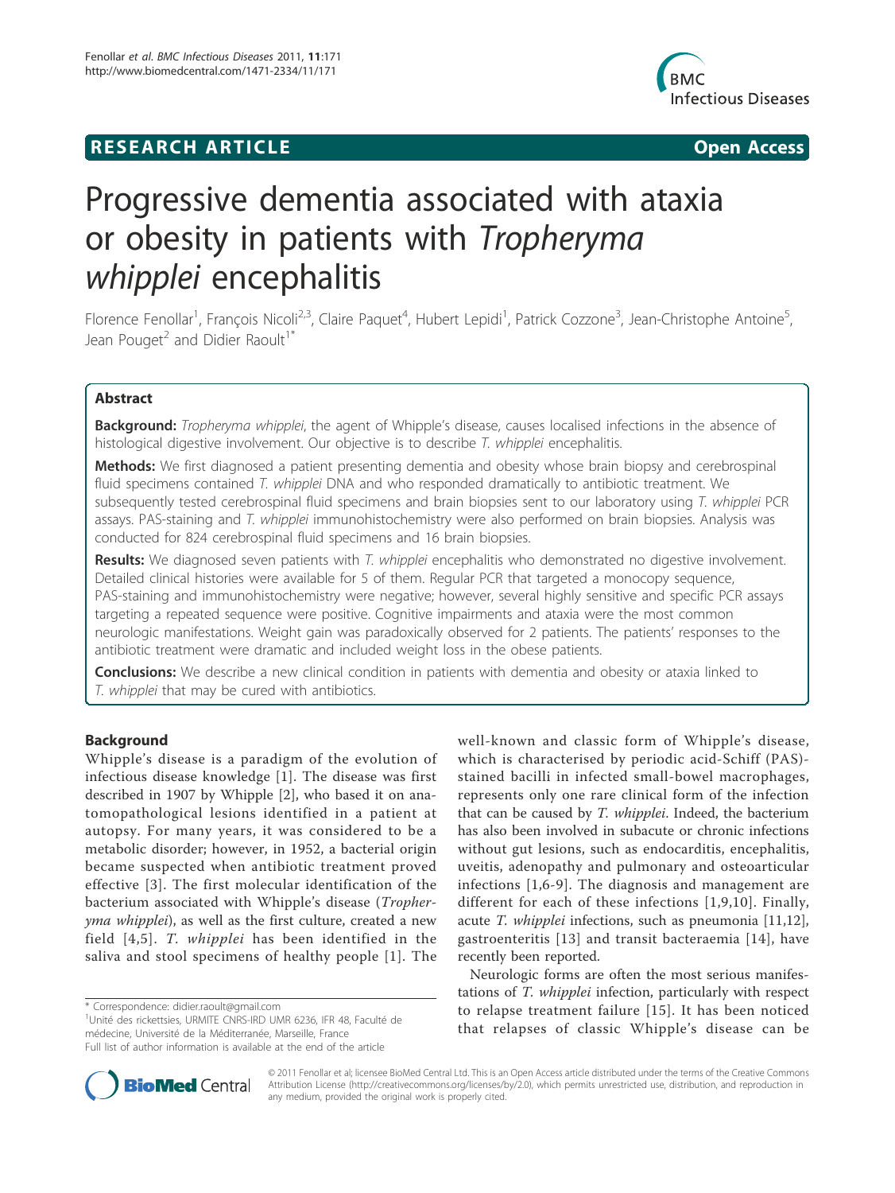**RESEARCH ARTICLE** **Open Access**

# Progressive dementia associated with ataxia or obesity in patients with *Tropheryma whipplei* encephalitis

Florence Fenollar[1], François Nicoli[2,3], Claire Paquet[4], Hubert Lepidi[1], Patrick Cozzone[3], Jean-Christophe Antoine[5], Jean Pouget[2] and Didier Raoult[1*]

## Abstract

**Background:** *Tropheryma whipplei*, the agent of Whipple's disease, causes localised infections in the absence of histological digestive involvement. Our objective is to describe *T. whipplei* encephalitis.

**Methods:** We first diagnosed a patient presenting dementia and obesity whose brain biopsy and cerebrospinal fluid specimens contained *T. whipplei* DNA and who responded dramatically to antibiotic treatment. We subsequently tested cerebrospinal fluid specimens and brain biopsies sent to our laboratory using *T. whipplei* PCR assays. PAS-staining and *T. whipplei* immunohistochemistry were also performed on brain biopsies. Analysis was conducted for 824 cerebrospinal fluid specimens and 16 brain biopsies.

**Results:** We diagnosed seven patients with *T. whipplei* encephalitis who demonstrated no digestive involvement. Detailed clinical histories were available for 5 of them. Regular PCR that targeted a monocopy sequence, PAS-staining and immunohistochemistry were negative; however, several highly sensitive and specific PCR assays targeting a repeated sequence were positive. Cognitive impairments and ataxia were the most common neurologic manifestations. Weight gain was paradoxically observed for 2 patients. The patients' responses to the antibiotic treatment were dramatic and included weight loss in the obese patients.

**Conclusions:** We describe a new clinical condition in patients with dementia and obesity or ataxia linked to *T. whipplei* that may be cured with antibiotics.

## Background

Whipple's disease is a paradigm of the evolution of infectious disease knowledge [1]. The disease was first described in 1907 by Whipple [2], who based it on anatomopathological lesions identified in a patient at autopsy. For many years, it was considered to be a metabolic disorder; however, in 1952, a bacterial origin became suspected when antibiotic treatment proved effective [3]. The first molecular identification of the bacterium associated with Whipple's disease (*Tropheryma whipplei*), as well as the first culture, created a new field [4,5]. *T. whipplei* has been identified in the saliva and stool specimens of healthy people [1]. The well-known and classic form of Whipple's disease, which is characterised by periodic acid-Schiff (PAS)-stained bacilli in infected small-bowel macrophages, represents only one rare clinical form of the infection that can be caused by *T. whipplei*. Indeed, the bacterium has also been involved in subacute or chronic infections without gut lesions, such as endocarditis, encephalitis, uveitis, adenopathy and pulmonary and osteoarticular infections [1,6-9]. The diagnosis and management are different for each of these infections [1,9,10]. Finally, acute *T. whipplei* infections, such as pneumonia [11,12], gastroenteritis [13] and transit bacteraemia [14], have recently been reported.

Neurologic forms are often the most serious manifestations of *T. whipplei* infection, particularly with respect to relapse treatment failure [15]. It has been noticed that relapses of classic Whipple's disease can be

\* Correspondence: didier.raoult@gmail.com
[1]Unité des rickettsies, URMITE CNRS-IRD UMR 6236, IFR 48, Faculté de médecine, Université de la Méditerranée, Marseille, France
Full list of author information is available at the end of the article

© 2011 Fenollar et al; licensee BioMed Central Ltd. This is an Open Access article distributed under the terms of the Creative Commons Attribution License (http://creativecommons.org/licenses/by/2.0), which permits unrestricted use, distribution, and reproduction in any medium, provided the original work is properly cited.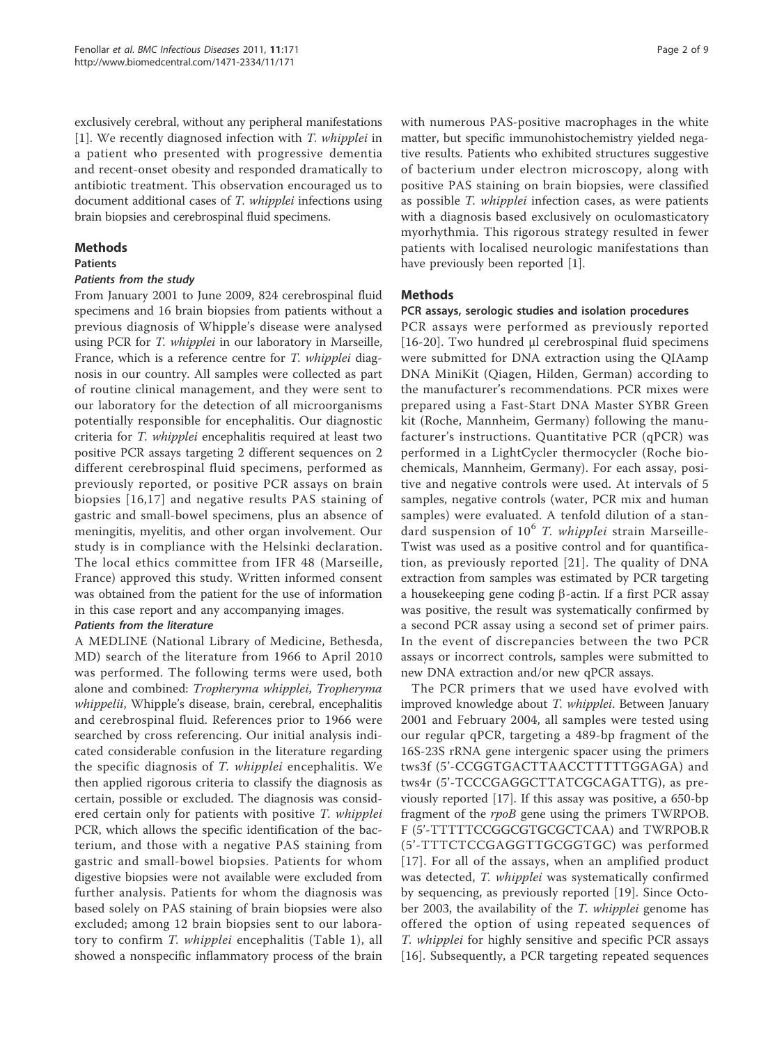exclusively cerebral, without any peripheral manifestations [1]. We recently diagnosed infection with *T. whipplei* in a patient who presented with progressive dementia and recent-onset obesity and responded dramatically to antibiotic treatment. This observation encouraged us to document additional cases of *T. whipplei* infections using brain biopsies and cerebrospinal fluid specimens.

## Methods

### Patients

#### *Patients from the study*

From January 2001 to June 2009, 824 cerebrospinal fluid specimens and 16 brain biopsies from patients without a previous diagnosis of Whipple's disease were analysed using PCR for *T. whipplei* in our laboratory in Marseille, France, which is a reference centre for *T. whipplei* diagnosis in our country. All samples were collected as part of routine clinical management, and they were sent to our laboratory for the detection of all microorganisms potentially responsible for encephalitis. Our diagnostic criteria for *T. whipplei* encephalitis required at least two positive PCR assays targeting 2 different sequences on 2 different cerebrospinal fluid specimens, performed as previously reported, or positive PCR assays on brain biopsies [16,17] and negative results PAS staining of gastric and small-bowel specimens, plus an absence of meningitis, myelitis, and other organ involvement. Our study is in compliance with the Helsinki declaration. The local ethics committee from IFR 48 (Marseille, France) approved this study. Written informed consent was obtained from the patient for the use of information in this case report and any accompanying images.

#### *Patients from the literature*

A MEDLINE (National Library of Medicine, Bethesda, MD) search of the literature from 1966 to April 2010 was performed. The following terms were used, both alone and combined: *Tropheryma whipplei*, *Tropheryma whippelii*, Whipple's disease, brain, cerebral, encephalitis and cerebrospinal fluid. References prior to 1966 were searched by cross referencing. Our initial analysis indicated considerable confusion in the literature regarding the specific diagnosis of *T. whipplei* encephalitis. We then applied rigorous criteria to classify the diagnosis as certain, possible or excluded. The diagnosis was considered certain only for patients with positive *T. whipplei* PCR, which allows the specific identification of the bacterium, and those with a negative PAS staining from gastric and small-bowel biopsies. Patients for whom digestive biopsies were not available were excluded from further analysis. Patients for whom the diagnosis was based solely on PAS staining of brain biopsies were also excluded; among 12 brain biopsies sent to our laboratory to confirm *T. whipplei* encephalitis (Table 1), all showed a nonspecific inflammatory process of the brain with numerous PAS-positive macrophages in the white matter, but specific immunohistochemistry yielded negative results. Patients who exhibited structures suggestive of bacterium under electron microscopy, along with positive PAS staining on brain biopsies, were classified as possible *T. whipplei* infection cases, as were patients with a diagnosis based exclusively on oculomasticatory myorhythmia. This rigorous strategy resulted in fewer patients with localised neurologic manifestations than have previously been reported [1].

## Methods

### PCR assays, serologic studies and isolation procedures

PCR assays were performed as previously reported [16-20]. Two hundred μl cerebrospinal fluid specimens were submitted for DNA extraction using the QIAamp DNA MiniKit (Qiagen, Hilden, German) according to the manufacturer's recommendations. PCR mixes were prepared using a Fast-Start DNA Master SYBR Green kit (Roche, Mannheim, Germany) following the manufacturer's instructions. Quantitative PCR (qPCR) was performed in a LightCycler thermocycler (Roche biochemicals, Mannheim, Germany). For each assay, positive and negative controls were used. At intervals of 5 samples, negative controls (water, PCR mix and human samples) were evaluated. A tenfold dilution of a standard suspension of $10^6$ *T. whipplei* strain Marseille-Twist was used as a positive control and for quantification, as previously reported [21]. The quality of DNA extraction from samples was estimated by PCR targeting a housekeeping gene coding β-actin. If a first PCR assay was positive, the result was systematically confirmed by a second PCR assay using a second set of primer pairs. In the event of discrepancies between the two PCR assays or incorrect controls, samples were submitted to new DNA extraction and/or new qPCR assays.

The PCR primers that we used have evolved with improved knowledge about *T. whipplei*. Between January 2001 and February 2004, all samples were tested using our regular qPCR, targeting a 489-bp fragment of the 16S-23S rRNA gene intergenic spacer using the primers tws3f (5'-CCGGTGACTTAACCTTTTTGGAGA) and tws4r (5'-TCCCGAGGCTTATCGCAGATTG), as previously reported [17]. If this assay was positive, a 650-bp fragment of the *rpoB* gene using the primers TWRPOB.F (5'-TTTTTCCGGCGTGCGCTCAA) and TWRPOB.R (5'-TTTCTCCGAGGTTGCGGTGC) was performed [17]. For all of the assays, when an amplified product was detected, *T. whipplei* was systematically confirmed by sequencing, as previously reported [19]. Since October 2003, the availability of the *T. whipplei* genome has offered the option of using repeated sequences of *T. whipplei* for highly sensitive and specific PCR assays [16]. Subsequently, a PCR targeting repeated sequences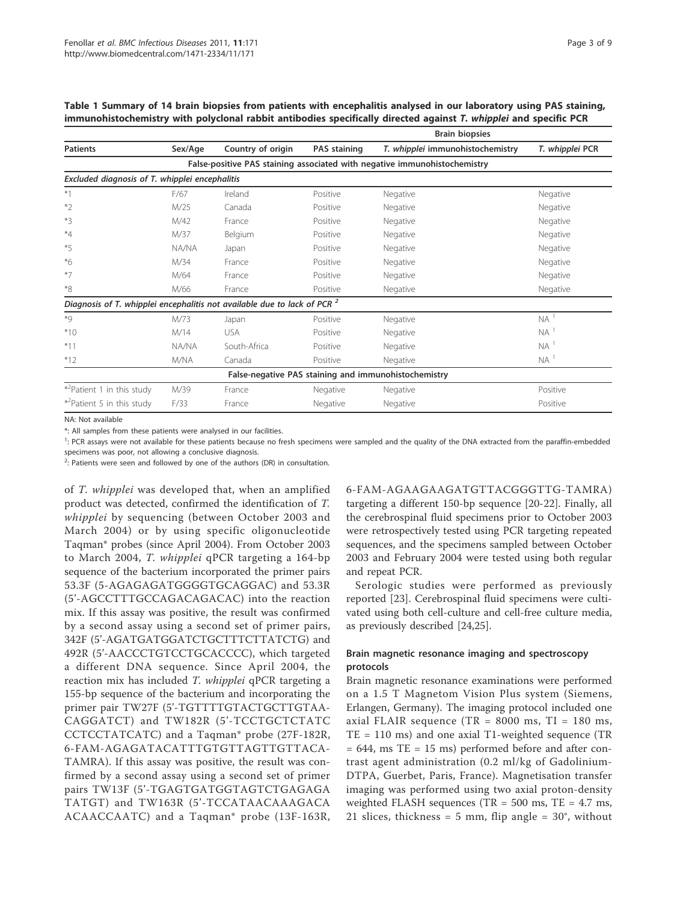**Table 1 Summary of 14 brain biopsies from patients with encephalitis analysed in our laboratory using PAS staining, immunohistochemistry with polyclonal rabbit antibodies specifically directed against *T. whipplei* and specific PCR**

| | | | Brain biopsies | | |
|---|---|---|---|---|---|
| Patients | Sex/Age | Country of origin | PAS staining | *T. whipplei* immunohistochemistry | *T. whipplei* PCR |
| **False-positive PAS staining associated with negative immunohistochemistry** | | | | | |
| *Excluded diagnosis of T. whipplei encephalitis* | | | | | |
| *1 | F/67 | Ireland | Positive | Negative | Negative |
| *2 | M/25 | Canada | Positive | Negative | Negative |
| *3 | M/42 | France | Positive | Negative | Negative |
| *4 | M/37 | Belgium | Positive | Negative | Negative |
| *5 | NA/NA | Japan | Positive | Negative | Negative |
| *6 | M/34 | France | Positive | Negative | Negative |
| *7 | M/64 | France | Positive | Negative | Negative |
| *8 | M/66 | France | Positive | Negative | Negative |
| *Diagnosis of T. whipplei encephalitis not available due to lack of PCR [2]* | | | | | |
| *9 | M/73 | Japan | Positive | Negative | NA [1] |
| *10 | M/14 | USA | Positive | Negative | NA [1] |
| *11 | NA/NA | South-Africa | Positive | Negative | NA [1] |
| *12 | M/NA | Canada | Positive | Negative | NA [1] |
| **False-negative PAS staining and immunohistochemistry** | | | | | |
| *[2]Patient 1 in this study | M/39 | France | Negative | Negative | Positive |
| *[2]Patient 5 in this study | F/33 | France | Negative | Negative | Positive |

NA: Not available

*: All samples from these patients were analysed in our facilities.

[1]: PCR assays were not available for these patients because no fresh specimens were sampled and the quality of the DNA extracted from the paraffin-embedded specimens was poor, not allowing a conclusive diagnosis.

[2]: Patients were seen and followed by one of the authors (DR) in consultation.

of *T. whipplei* was developed that, when an amplified product was detected, confirmed the identification of *T. whipplei* by sequencing (between October 2003 and March 2004) or by using specific oligonucleotide Taqman* probes (since April 2004). From October 2003 to March 2004, *T. whipplei* qPCR targeting a 164-bp sequence of the bacterium incorporated the primer pairs 53.3F (5-AGAGAGATGGGGTGCAGGAC) and 53.3R (5'-AGCCTTTGCCAGACAGACAC) into the reaction mix. If this assay was positive, the result was confirmed by a second assay using a second set of primer pairs, 342F (5'-AGATGATGGATCTGCTTTCTTATCTG) and 492R (5'-AACCCTGTCCTGCACCCC), which targeted a different DNA sequence. Since April 2004, the reaction mix has included *T. whipplei* qPCR targeting a 155-bp sequence of the bacterium and incorporating the primer pair TW27F (5'-TGTTTTGTACTGCTTGTAA-CAGGATCT) and TW182R (5'-TCCTGCTCTATC CCTCCTATCATC) and a Taqman* probe (27F-182R, 6-FAM-AGAGATACATTTGTGTTAGTTGTTACA-TAMRA). If this assay was positive, the result was confirmed by a second assay using a second set of primer pairs TW13F (5'-TGAGTGATGGTAGTCTGAGAGA TATGT) and TW163R (5'-TCCATAACAAAGACA ACAACCAATC) and a Taqman* probe (13F-163R, 6-FAM-AGAAGAAGATGTTACGGGTTG-TAMRA) targeting a different 150-bp sequence [20-22]. Finally, all the cerebrospinal fluid specimens prior to October 2003 were retrospectively tested using PCR targeting repeated sequences, and the specimens sampled between October 2003 and February 2004 were tested using both regular and repeat PCR.

Serologic studies were performed as previously reported [23]. Cerebrospinal fluid specimens were cultivated using both cell-culture and cell-free culture media, as previously described [24,25].

### Brain magnetic resonance imaging and spectroscopy protocols

Brain magnetic resonance examinations were performed on a 1.5 T Magnetom Vision Plus system (Siemens, Erlangen, Germany). The imaging protocol included one axial FLAIR sequence (TR = 8000 ms, TI = 180 ms, TE = 110 ms) and one axial T1-weighted sequence (TR = 644, ms TE = 15 ms) performed before and after contrast agent administration (0.2 ml/kg of Gadolinium-DTPA, Guerbet, Paris, France). Magnetisation transfer imaging was performed using two axial proton-density weighted FLASH sequences (TR = 500 ms, TE = 4.7 ms, 21 slices, thickness = 5 mm, flip angle = 30°, without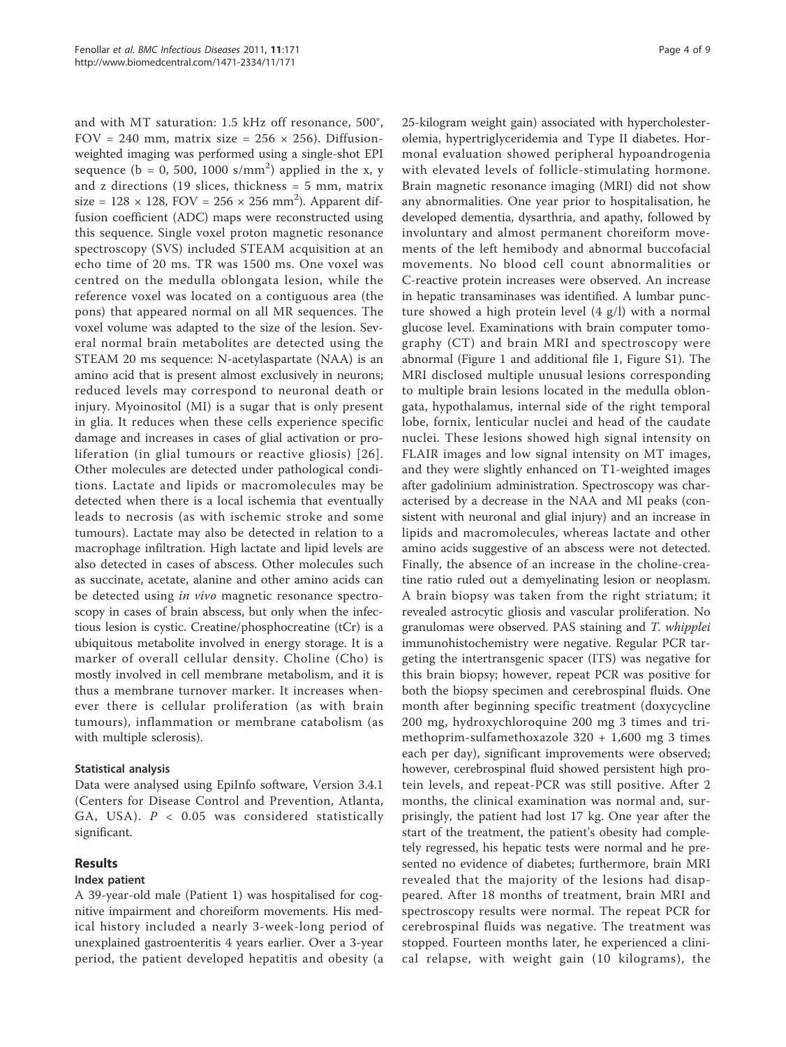and with MT saturation: 1.5 kHz off resonance, 500°, FOV = 240 mm, matrix size = 256 × 256). Diffusion-weighted imaging was performed using a single-shot EPI sequence (b = 0, 500, 1000 s/mm$^2$) applied in the x, y and z directions (19 slices, thickness = 5 mm, matrix size = 128 × 128, FOV = 256 × 256 mm$^2$). Apparent diffusion coefficient (ADC) maps were reconstructed using this sequence. Single voxel proton magnetic resonance spectroscopy (SVS) included STEAM acquisition at an echo time of 20 ms. TR was 1500 ms. One voxel was centred on the medulla oblongata lesion, while the reference voxel was located on a contiguous area (the pons) that appeared normal on all MR sequences. The voxel volume was adapted to the size of the lesion. Several normal brain metabolites are detected using the STEAM 20 ms sequence: N-acetylaspartate (NAA) is an amino acid that is present almost exclusively in neurons; reduced levels may correspond to neuronal death or injury. Myoinositol (MI) is a sugar that is only present in glia. It reduces when these cells experience specific damage and increases in cases of glial activation or proliferation (in glial tumours or reactive gliosis) [26]. Other molecules are detected under pathological conditions. Lactate and lipids or macromolecules may be detected when there is a local ischemia that eventually leads to necrosis (as with ischemic stroke and some tumours). Lactate may also be detected in relation to a macrophage infiltration. High lactate and lipid levels are also detected in cases of abscess. Other molecules such as succinate, acetate, alanine and other amino acids can be detected using *in vivo* magnetic resonance spectroscopy in cases of brain abscess, but only when the infectious lesion is cystic. Creatine/phosphocreatine (tCr) is a ubiquitous metabolite involved in energy storage. It is a marker of overall cellular density. Choline (Cho) is mostly involved in cell membrane metabolism, and it is thus a membrane turnover marker. It increases whenever there is cellular proliferation (as with brain tumours), inflammation or membrane catabolism (as with multiple sclerosis).

### Statistical analysis

Data were analysed using EpiInfo software, Version 3.4.1 (Centers for Disease Control and Prevention, Atlanta, GA, USA). $P < 0.05$ was considered statistically significant.

## Results

### Index patient

A 39-year-old male (Patient 1) was hospitalised for cognitive impairment and choreiform movements. His medical history included a nearly 3-week-long period of unexplained gastroenteritis 4 years earlier. Over a 3-year period, the patient developed hepatitis and obesity (a 25-kilogram weight gain) associated with hypercholesterolemia, hypertriglyceridemia and Type II diabetes. Hormonal evaluation showed peripheral hypoandrogenia with elevated levels of follicle-stimulating hormone. Brain magnetic resonance imaging (MRI) did not show any abnormalities. One year prior to hospitalisation, he developed dementia, dysarthria, and apathy, followed by involuntary and almost permanent choreiform movements of the left hemibody and abnormal buccofacial movements. No blood cell count abnormalities or C-reactive protein increases were observed. An increase in hepatic transaminases was identified. A lumbar puncture showed a high protein level (4 g/l) with a normal glucose level. Examinations with brain computer tomography (CT) and brain MRI and spectroscopy were abnormal (Figure 1 and additional file 1, Figure S1). The MRI disclosed multiple unusual lesions corresponding to multiple brain lesions located in the medulla oblongata, hypothalamus, internal side of the right temporal lobe, fornix, lenticular nuclei and head of the caudate nuclei. These lesions showed high signal intensity on FLAIR images and low signal intensity on MT images, and they were slightly enhanced on T1-weighted images after gadolinium administration. Spectroscopy was characterised by a decrease in the NAA and MI peaks (consistent with neuronal and glial injury) and an increase in lipids and macromolecules, whereas lactate and other amino acids suggestive of an abscess were not detected. Finally, the absence of an increase in the choline-creatine ratio ruled out a demyelinating lesion or neoplasm. A brain biopsy was taken from the right striatum; it revealed astrocytic gliosis and vascular proliferation. No granulomas were observed. PAS staining and *T. whipplei* immunohistochemistry were negative. Regular PCR targeting the intertransgenic spacer (ITS) was negative for this brain biopsy; however, repeat PCR was positive for both the biopsy specimen and cerebrospinal fluids. One month after beginning specific treatment (doxycycline 200 mg, hydroxychloroquine 200 mg 3 times and trimethoprim-sulfamethoxazole 320 + 1,600 mg 3 times each per day), significant improvements were observed; however, cerebrospinal fluid showed persistent high protein levels, and repeat-PCR was still positive. After 2 months, the clinical examination was normal and, surprisingly, the patient had lost 17 kg. One year after the start of the treatment, the patient's obesity had completely regressed, his hepatic tests were normal and he presented no evidence of diabetes; furthermore, brain MRI revealed that the majority of the lesions had disappeared. After 18 months of treatment, brain MRI and spectroscopy results were normal. The repeat PCR for cerebrospinal fluids was negative. The treatment was stopped. Fourteen months later, he experienced a clinical relapse, with weight gain (10 kilograms), the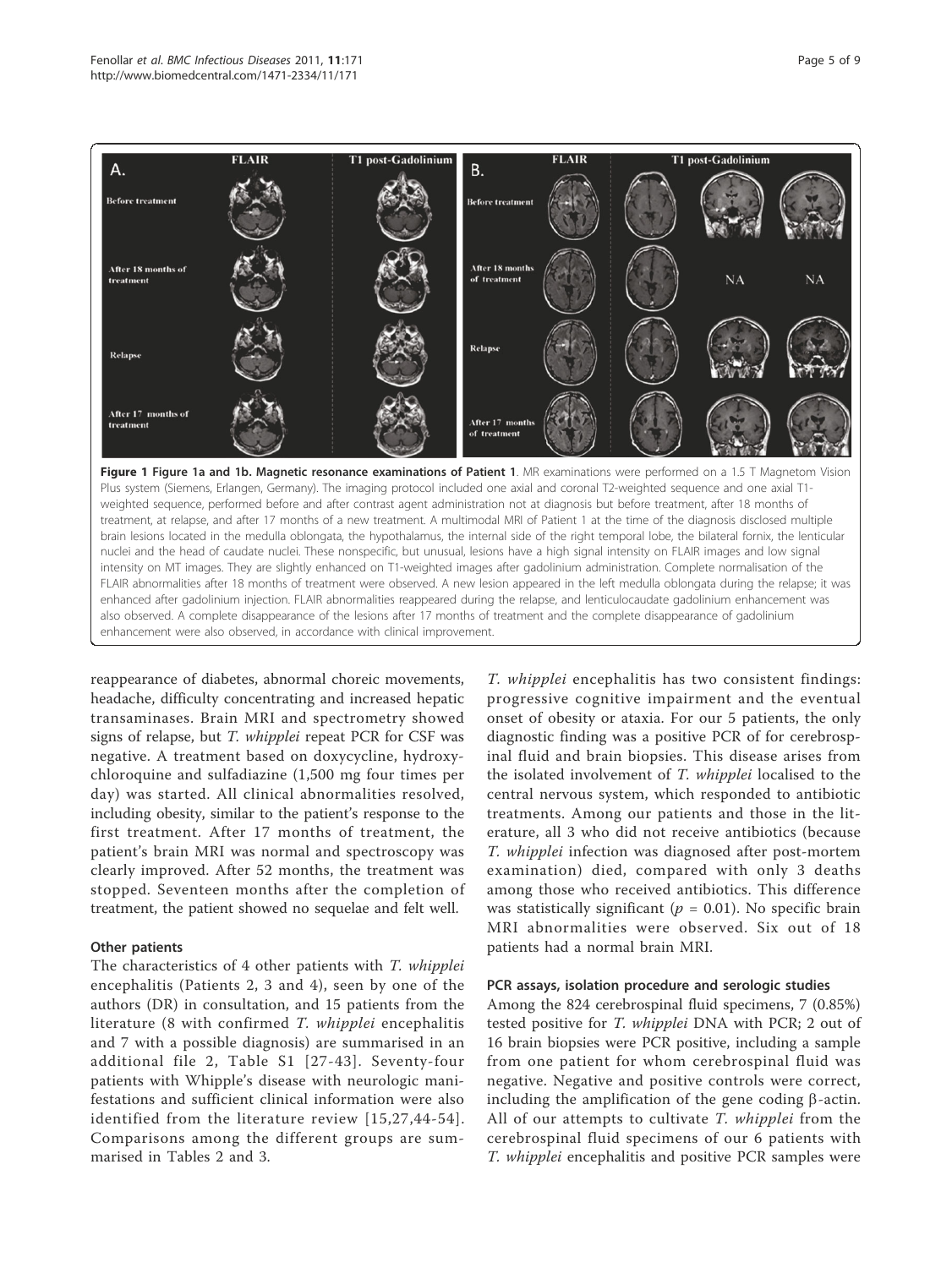**Figure 1 Figure 1a and 1b. Magnetic resonance examinations of Patient 1**. MR examinations were performed on a 1.5 T Magnetom Vision Plus system (Siemens, Erlangen, Germany). The imaging protocol included one axial and coronal T2-weighted sequence and one axial T1-weighted sequence, performed before and after contrast agent administration not at diagnosis but before treatment, after 18 months of treatment, at relapse, and after 17 months of a new treatment. A multimodal MRI of Patient 1 at the time of the diagnosis disclosed multiple brain lesions located in the medulla oblongata, the hypothalamus, the internal side of the right temporal lobe, the bilateral fornix, the lenticular nuclei and the head of caudate nuclei. These nonspecific, but unusual, lesions have a high signal intensity on FLAIR images and low signal intensity on MT images. They are slightly enhanced on T1-weighted images after gadolinium administration. Complete normalisation of the FLAIR abnormalities after 18 months of treatment were observed. A new lesion appeared in the left medulla oblongata during the relapse; it was enhanced after gadolinium injection. FLAIR abnormalities reappeared during the relapse, and lenticulocaudate gadolinium enhancement was also observed. A complete disappearance of the lesions after 17 months of treatment and the complete disappearance of gadolinium enhancement were also observed, in accordance with clinical improvement.

reappearance of diabetes, abnormal choreic movements, headache, difficulty concentrating and increased hepatic transaminases. Brain MRI and spectrometry showed signs of relapse, but *T. whipplei* repeat PCR for CSF was negative. A treatment based on doxycycline, hydroxychloroquine and sulfadiazine (1,500 mg four times per day) was started. All clinical abnormalities resolved, including obesity, similar to the patient's response to the first treatment. After 17 months of treatment, the patient's brain MRI was normal and spectroscopy was clearly improved. After 52 months, the treatment was stopped. Seventeen months after the completion of treatment, the patient showed no sequelae and felt well.

### Other patients

The characteristics of 4 other patients with *T. whipplei* encephalitis (Patients 2, 3 and 4), seen by one of the authors (DR) in consultation, and 15 patients from the literature (8 with confirmed *T. whipplei* encephalitis and 7 with a possible diagnosis) are summarised in an additional file 2, Table S1 [27-43]. Seventy-four patients with Whipple's disease with neurologic manifestations and sufficient clinical information were also identified from the literature review [15,27,44-54]. Comparisons among the different groups are summarised in Tables 2 and 3.

*T. whipplei* encephalitis has two consistent findings: progressive cognitive impairment and the eventual onset of obesity or ataxia. For our 5 patients, the only diagnostic finding was a positive PCR of for cerebrospinal fluid and brain biopsies. This disease arises from the isolated involvement of *T. whipplei* localised to the central nervous system, which responded to antibiotic treatments. Among our patients and those in the literature, all 3 who did not receive antibiotics (because *T. whipplei* infection was diagnosed after post-mortem examination) died, compared with only 3 deaths among those who received antibiotics. This difference was statistically significant ($p = 0.01$). No specific brain MRI abnormalities were observed. Six out of 18 patients had a normal brain MRI.

### PCR assays, isolation procedure and serologic studies

Among the 824 cerebrospinal fluid specimens, 7 (0.85%) tested positive for *T. whipplei* DNA with PCR; 2 out of 16 brain biopsies were PCR positive, including a sample from one patient for whom cerebrospinal fluid was negative. Negative and positive controls were correct, including the amplification of the gene coding β-actin. All of our attempts to cultivate *T. whipplei* from the cerebrospinal fluid specimens of our 6 patients with *T. whipplei* encephalitis and positive PCR samples were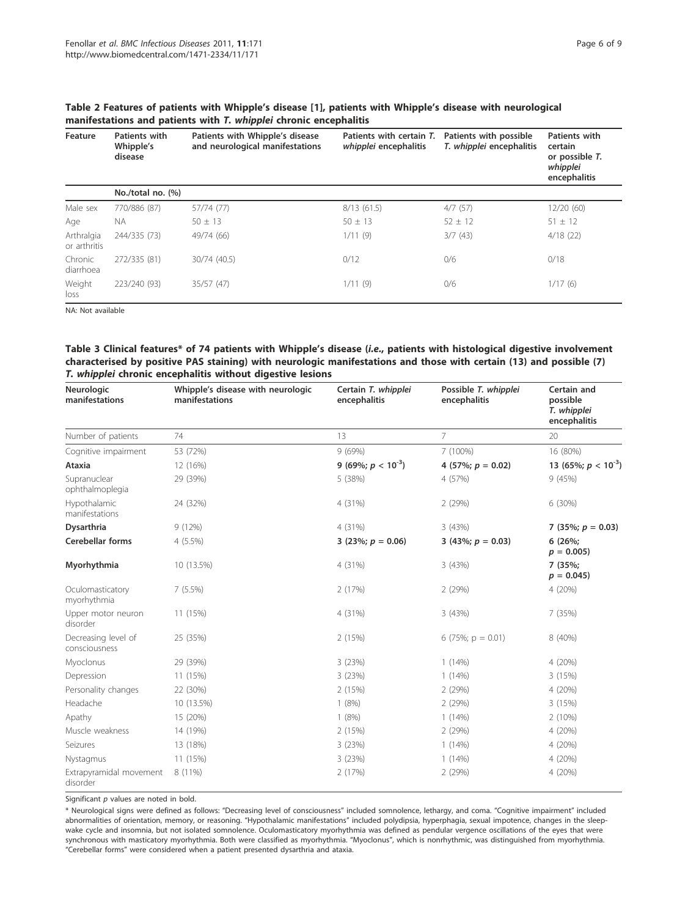**Table 2 Features of patients with Whipple's disease [1], patients with Whipple's disease with neurological manifestations and patients with *T. whipplei* chronic encephalitis**

| Feature | Patients with Whipple's disease | Patients with Whipple's disease and neurological manifestations | Patients with certain *T. whipplei* encephalitis | Patients with possible *T. whipplei* encephalitis | Patients with certain or possible *T. whipplei* encephalitis |
|---|---|---|---|---|---|
| | No./total no. (%) | | | | |
| Male sex | 770/886 (87) | 57/74 (77) | 8/13 (61.5) | 4/7 (57) | 12/20 (60) |
| Age | NA | 50 ± 13 | 50 ± 13 | 52 ± 12 | 51 ± 12 |
| Arthralgia or arthritis | 244/335 (73) | 49/74 (66) | 1/11 (9) | 3/7 (43) | 4/18 (22) |
| Chronic diarrhoea | 272/335 (81) | 30/74 (40.5) | 0/12 | 0/6 | 0/18 |
| Weight loss | 223/240 (93) | 35/57 (47) | 1/11 (9) | 0/6 | 1/17 (6) |

NA: Not available

**Table 3 Clinical features* of 74 patients with Whipple's disease (*i.e.*, patients with histological digestive involvement characterised by positive PAS staining) with neurologic manifestations and those with certain (13) and possible (7) *T. whipplei* chronic encephalitis without digestive lesions**

| Neurologic manifestations | Whipple's disease with neurologic manifestations | Certain *T. whipplei* encephalitis | Possible *T. whipplei* encephalitis | Certain and possible *T. whipplei* encephalitis |
|---|---|---|---|---|
| Number of patients | 74 | 13 | 7 | 20 |
| Cognitive impairment | 53 (72%) | 9 (69%) | 7 (100%) | 16 (80%) |
| **Ataxia** | 12 (16%) | **9 (69%; $p < 10^{-3}$)** | **4 (57%; $p = 0.02$)** | **13 (65%; $p < 10^{-3}$)** |
| Supranuclear ophthalmoplegia | 29 (39%) | 5 (38%) | 4 (57%) | 9 (45%) |
| Hypothalamic manifestations | 24 (32%) | 4 (31%) | 2 (29%) | 6 (30%) |
| **Dysarthria** | 9 (12%) | 4 (31%) | 3 (43%) | **7 (35%; $p = 0.03$)** |
| **Cerebellar forms** | 4 (5.5%) | **3 (23%; $p = 0.06$)** | **3 (43%; $p = 0.03$)** | **6 (26%; $p = 0.005$)** |
| **Myorhythmia** | 10 (13.5%) | 4 (31%) | 3 (43%) | **7 (35%; $p = 0.045$)** |
| Oculomasticatory myorhythmia | 7 (5.5%) | 2 (17%) | 2 (29%) | 4 (20%) |
| Upper motor neuron disorder | 11 (15%) | 4 (31%) | 3 (43%) | 7 (35%) |
| Decreasing level of consciousness | 25 (35%) | 2 (15%) | 6 (75%; $p = 0.01$) | 8 (40%) |
| Myoclonus | 29 (39%) | 3 (23%) | 1 (14%) | 4 (20%) |
| Depression | 11 (15%) | 3 (23%) | 1 (14%) | 3 (15%) |
| Personality changes | 22 (30%) | 2 (15%) | 2 (29%) | 4 (20%) |
| Headache | 10 (13.5%) | 1 (8%) | 2 (29%) | 3 (15%) |
| Apathy | 15 (20%) | 1 (8%) | 1 (14%) | 2 (10%) |
| Muscle weakness | 14 (19%) | 2 (15%) | 2 (29%) | 4 (20%) |
| Seizures | 13 (18%) | 3 (23%) | 1 (14%) | 4 (20%) |
| Nystagmus | 11 (15%) | 3 (23%) | 1 (14%) | 4 (20%) |
| Extrapyramidal movement disorder | 8 (11%) | 2 (17%) | 2 (29%) | 4 (20%) |

Significant *p* values are noted in bold.

\* Neurological signs were defined as follows: "Decreasing level of consciousness" included somnolence, lethargy, and coma. "Cognitive impairment" included abnormalities of orientation, memory, or reasoning. "Hypothalamic manifestations" included polydipsia, hyperphagia, sexual impotence, changes in the sleep-wake cycle and insomnia, but not isolated somnolence. Oculomasticatory myorhythmia was defined as pendular vergence oscillations of the eyes that were synchronous with masticatory myorhythmia. Both were classified as myorhythmia. "Myoclonus", which is nonrhythmic, was distinguished from myorhythmia. "Cerebellar forms" were considered when a patient presented dysarthria and ataxia.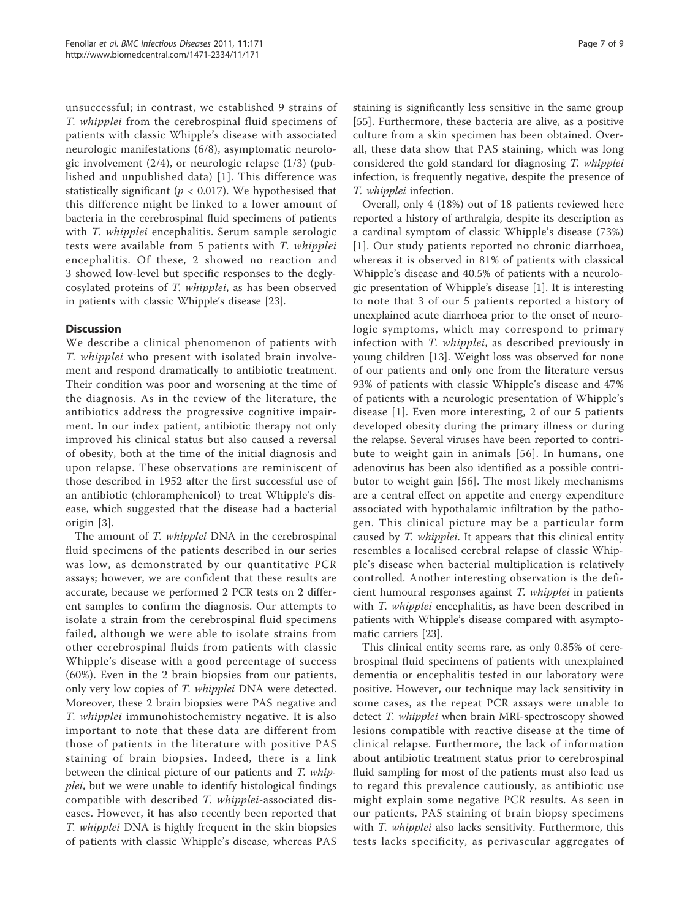unsuccessful; in contrast, we established 9 strains of *T. whipplei* from the cerebrospinal fluid specimens of patients with classic Whipple's disease with associated neurologic manifestations (6/8), asymptomatic neurologic involvement (2/4), or neurologic relapse (1/3) (published and unpublished data) [1]. This difference was statistically significant ($p < 0.017$). We hypothesised that this difference might be linked to a lower amount of bacteria in the cerebrospinal fluid specimens of patients with *T. whipplei* encephalitis. Serum sample serologic tests were available from 5 patients with *T. whipplei* encephalitis. Of these, 2 showed no reaction and 3 showed low-level but specific responses to the deglycosylated proteins of *T. whipplei*, as has been observed in patients with classic Whipple's disease [23].

## Discussion

We describe a clinical phenomenon of patients with *T. whipplei* who present with isolated brain involvement and respond dramatically to antibiotic treatment. Their condition was poor and worsening at the time of the diagnosis. As in the review of the literature, the antibiotics address the progressive cognitive impairment. In our index patient, antibiotic therapy not only improved his clinical status but also caused a reversal of obesity, both at the time of the initial diagnosis and upon relapse. These observations are reminiscent of those described in 1952 after the first successful use of an antibiotic (chloramphenicol) to treat Whipple's disease, which suggested that the disease had a bacterial origin [3].

The amount of *T. whipplei* DNA in the cerebrospinal fluid specimens of the patients described in our series was low, as demonstrated by our quantitative PCR assays; however, we are confident that these results are accurate, because we performed 2 PCR tests on 2 different samples to confirm the diagnosis. Our attempts to isolate a strain from the cerebrospinal fluid specimens failed, although we were able to isolate strains from other cerebrospinal fluids from patients with classic Whipple's disease with a good percentage of success (60%). Even in the 2 brain biopsies from our patients, only very low copies of *T. whipplei* DNA were detected. Moreover, these 2 brain biopsies were PAS negative and *T. whipplei* immunohistochemistry negative. It is also important to note that these data are different from those of patients in the literature with positive PAS staining of brain biopsies. Indeed, there is a link between the clinical picture of our patients and *T. whipplei*, but we were unable to identify histological findings compatible with described *T. whipplei*-associated diseases. However, it has also recently been reported that *T. whipplei* DNA is highly frequent in the skin biopsies of patients with classic Whipple's disease, whereas PAS staining is significantly less sensitive in the same group [55]. Furthermore, these bacteria are alive, as a positive culture from a skin specimen has been obtained. Overall, these data show that PAS staining, which was long considered the gold standard for diagnosing *T. whipplei* infection, is frequently negative, despite the presence of *T. whipplei* infection.

Overall, only 4 (18%) out of 18 patients reviewed here reported a history of arthralgia, despite its description as a cardinal symptom of classic Whipple's disease (73%) [1]. Our study patients reported no chronic diarrhoea, whereas it is observed in 81% of patients with classical Whipple's disease and 40.5% of patients with a neurologic presentation of Whipple's disease [1]. It is interesting to note that 3 of our 5 patients reported a history of unexplained acute diarrhoea prior to the onset of neurologic symptoms, which may correspond to primary infection with *T. whipplei*, as described previously in young children [13]. Weight loss was observed for none of our patients and only one from the literature versus 93% of patients with classic Whipple's disease and 47% of patients with a neurologic presentation of Whipple's disease [1]. Even more interesting, 2 of our 5 patients developed obesity during the primary illness or during the relapse. Several viruses have been reported to contribute to weight gain in animals [56]. In humans, one adenovirus has been also identified as a possible contributor to weight gain [56]. The most likely mechanisms are a central effect on appetite and energy expenditure associated with hypothalamic infiltration by the pathogen. This clinical picture may be a particular form caused by *T. whipplei*. It appears that this clinical entity resembles a localised cerebral relapse of classic Whipple's disease when bacterial multiplication is relatively controlled. Another interesting observation is the deficient humoural responses against *T. whipplei* in patients with *T. whipplei* encephalitis, as have been described in patients with Whipple's disease compared with asymptomatic carriers [23].

This clinical entity seems rare, as only 0.85% of cerebrospinal fluid specimens of patients with unexplained dementia or encephalitis tested in our laboratory were positive. However, our technique may lack sensitivity in some cases, as the repeat PCR assays were unable to detect *T. whipplei* when brain MRI-spectroscopy showed lesions compatible with reactive disease at the time of clinical relapse. Furthermore, the lack of information about antibiotic treatment status prior to cerebrospinal fluid sampling for most of the patients must also lead us to regard this prevalence cautiously, as antibiotic use might explain some negative PCR results. As seen in our patients, PAS staining of brain biopsy specimens with *T. whipplei* also lacks sensitivity. Furthermore, this tests lacks specificity, as perivascular aggregates of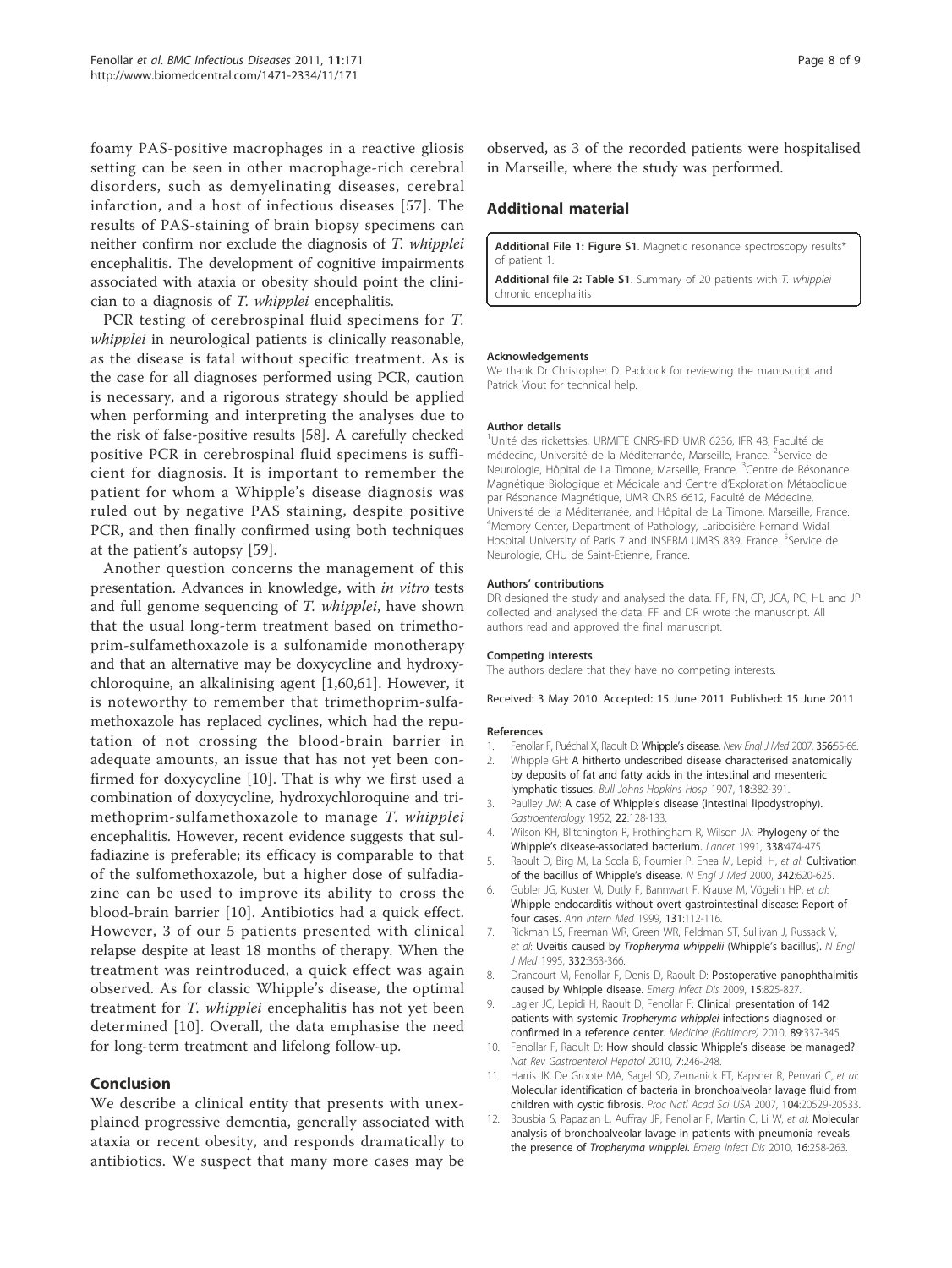foamy PAS-positive macrophages in a reactive gliosis setting can be seen in other macrophage-rich cerebral disorders, such as demyelinating diseases, cerebral infarction, and a host of infectious diseases [57]. The results of PAS-staining of brain biopsy specimens can neither confirm nor exclude the diagnosis of *T. whipplei* encephalitis. The development of cognitive impairments associated with ataxia or obesity should point the clinician to a diagnosis of *T. whipplei* encephalitis.

PCR testing of cerebrospinal fluid specimens for *T. whipplei* in neurological patients is clinically reasonable, as the disease is fatal without specific treatment. As is the case for all diagnoses performed using PCR, caution is necessary, and a rigorous strategy should be applied when performing and interpreting the analyses due to the risk of false-positive results [58]. A carefully checked positive PCR in cerebrospinal fluid specimens is sufficient for diagnosis. It is important to remember the patient for whom a Whipple's disease diagnosis was ruled out by negative PAS staining, despite positive PCR, and then finally confirmed using both techniques at the patient's autopsy [59].

Another question concerns the management of this presentation. Advances in knowledge, with *in vitro* tests and full genome sequencing of *T. whipplei*, have shown that the usual long-term treatment based on trimethoprim-sulfamethoxazole is a sulfonamide monotherapy and that an alternative may be doxycycline and hydroxychloroquine, an alkalinising agent [1,60,61]. However, it is noteworthy to remember that trimethoprim-sulfamethoxazole has replaced cyclines, which had the reputation of not crossing the blood-brain barrier in adequate amounts, an issue that has not yet been confirmed for doxycycline [10]. That is why we first used a combination of doxycycline, hydroxychloroquine and trimethoprim-sulfamethoxazole to manage *T. whipplei* encephalitis. However, recent evidence suggests that sulfadiazine is preferable; its efficacy is comparable to that of the sulfomethoxazole, but a higher dose of sulfadiazine can be used to improve its ability to cross the blood-brain barrier [10]. Antibiotics had a quick effect. However, 3 of our 5 patients presented with clinical relapse despite at least 18 months of therapy. When the treatment was reintroduced, a quick effect was again observed. As for classic Whipple's disease, the optimal treatment for *T. whipplei* encephalitis has not yet been determined [10]. Overall, the data emphasise the need for long-term treatment and lifelong follow-up.

## Conclusion

We describe a clinical entity that presents with unexplained progressive dementia, generally associated with ataxia or recent obesity, and responds dramatically to antibiotics. We suspect that many more cases may be observed, as 3 of the recorded patients were hospitalised in Marseille, where the study was performed.

## Additional material

**Additional File 1: Figure S1**. Magnetic resonance spectroscopy results* of patient 1.

**Additional file 2: Table S1**. Summary of 20 patients with *T. whipplei* chronic encephalitis

#### Acknowledgements

We thank Dr Christopher D. Paddock for reviewing the manuscript and Patrick Viout for technical help.

#### Author details

[1]Unité des rickettsies, URMITE CNRS-IRD UMR 6236, IFR 48, Faculté de médecine, Université de la Méditerranée, Marseille, France. [2]Service de Neurologie, Hôpital de La Timone, Marseille, France. [3]Centre de Résonance Magnétique Biologique et Médicale and Centre d'Exploration Métabolique par Résonance Magnétique, UMR CNRS 6612, Faculté de Médecine, Université de la Méditerranée, and Hôpital de La Timone, Marseille, France. [4]Memory Center, Department of Pathology, Lariboisière Fernand Widal Hospital University of Paris 7 and INSERM UMRS 839, France. [5]Service de Neurologie, CHU de Saint-Etienne, France.

#### Authors' contributions

DR designed the study and analysed the data. FF, FN, CP, JCA, PC, HL and JP collected and analysed the data. FF and DR wrote the manuscript. All authors read and approved the final manuscript.

#### Competing interests

The authors declare that they have no competing interests.

Received: 3 May 2010 Accepted: 15 June 2011 Published: 15 June 2011

#### References

1. Fenollar F, Puéchal X, Raoult D: **Whipple's disease.** *New Engl J Med* 2007, **356**:55-66.
2. Whipple GH: **A hitherto undescribed disease characterised anatomically by deposits of fat and fatty acids in the intestinal and mesenteric lymphatic tissues.** *Bull Johns Hopkins Hosp* 1907, **18**:382-391.
3. Paulley JW: **A case of Whipple's disease (intestinal lipodystrophy).** *Gastroenterology* 1952, **22**:128-133.
4. Wilson KH, Blitchington R, Frothingham R, Wilson JA: **Phylogeny of the Whipple's disease-associated bacterium.** *Lancet* 1991, **338**:474-475.
5. Raoult D, Birg M, La Scola B, Fournier P, Enea M, Lepidi H, *et al*: **Cultivation of the bacillus of Whipple's disease.** *N Engl J Med* 2000, **342**:620-625.
6. Gubler JG, Kuster M, Dutly F, Bannwart F, Krause M, Vögelin HP, *et al*: **Whipple endocarditis without overt gastrointestinal disease: Report of four cases.** *Ann Intern Med* 1999, **131**:112-116.
7. Rickman LS, Freeman WR, Green WR, Feldman ST, Sullivan J, Russack V, *et al*: **Uveitis caused by *Tropheryma whippelii* (Whipple's bacillus).** *N Engl J Med* 1995, **332**:363-366.
8. Drancourt M, Fenollar F, Denis D, Raoult D: **Postoperative panophthalmitis caused by Whipple disease.** *Emerg Infect Dis* 2009, **15**:825-827.
9. Lagier JC, Lepidi H, Raoult D, Fenollar F: **Clinical presentation of 142 patients with systemic *Tropheryma whipplei* infections diagnosed or confirmed in a reference center.** *Medicine (Baltimore)* 2010, **89**:337-345.
10. Fenollar F, Raoult D: **How should classic Whipple's disease be managed?** *Nat Rev Gastroenterol Hepatol* 2010, **7**:246-248.
11. Harris JK, De Groote MA, Sagel SD, Zemanick ET, Kapsner R, Penvari C, *et al*: **Molecular identification of bacteria in bronchoalveolar lavage fluid from children with cystic fibrosis.** *Proc Natl Acad Sci USA* 2007, **104**:20529-20533.
12. Bousbia S, Papazian L, Auffray JP, Fenollar F, Martin C, Li W, *et al*: **Molecular analysis of bronchoalveolar lavage in patients with pneumonia reveals the presence of *Tropheryma whipplei*.** *Emerg Infect Dis* 2010, **16**:258-263.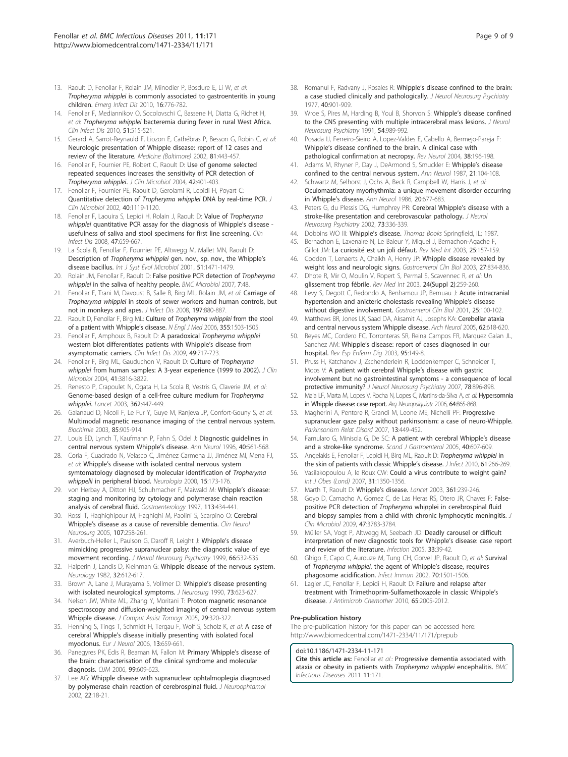13. Raoult D, Fenollar F, Rolain JM, Minodier P, Bosdure E, Li W, *et al*: *Tropheryma whipplei* is commonly associated to gastroenteritis in young children. *Emerg Infect Dis* 2010, 16:776-782.
14. Fenollar F, Mediannikov O, Socolovschi C, Bassene H, Diatta G, Richet H, *et al*: *Tropheryma whipplei* bacteremia during fever in rural West Africa. *Clin Infect Dis* 2010, 51:515-521.
15. Gerard A, Sarrot-Reynauld F, Liozon E, Cathébras P, Besson G, Robin C, *et al*: Neurologic presentation of Whipple disease: report of 12 cases and review of the literature. *Medicine (Baltimore)* 2002, 81:443-457.
16. Fenollar F, Fournier PE, Robert C, Raoult D: Use of genome selected repeated sequences increases the sensitivity of PCR detection of *Tropheryma whipplei*. *J Clin Microbiol* 2004, 42:401-403.
17. Fenollar F, Fournier PE, Raoult D, Gerolami R, Lepidi H, Poyart C: Quantitative detection of *Tropheryma whipplei* DNA by real-time PCR. *J Clin Microbiol* 2002, 40:1119-1120.
18. Fenollar F, Laouira S, Lepidi H, Rolain J, Raoult D: Value of *Tropheryma whipplei* quantitative PCR assay for the diagnosis of Whipple's disease - usefulness of saliva and stool specimens for first line screening. *Clin Infect Dis* 2008, 47:659-667.
19. La Scola B, Fenollar F, Fournier PE, Altwegg M, Mallet MN, Raoult D: Description of *Tropheryma whipplei* gen. nov., sp. nov., the Whipple's disease bacillus. *Int J Syst Evol Microbiol* 2001, 51:1471-1479.
20. Rolain JM, Fenollar F, Raoult D: False positive PCR detection of *Tropheryma whipplei* in the saliva of healthy people. *BMC Microbiol* 2007, 7:48.
21. Fenollar F, Trani M, Davoust B, Salle B, Birg ML, Rolain JM, *et al*: Carriage of *Tropheryma whipplei* in stools of sewer workers and human controls, but not in monkeys and apes. *J Infect Dis* 2008, 197:880-887.
22. Raoult D, Fenollar F, Birg ML: Culture of *Tropheryma whipplei* from the stool of a patient with Whipple's disease. *N Engl J Med* 2006, 355:1503-1505.
23. Fenollar F, Amphoux B, Raoult D: A paradoxical *Tropheryma whipplei* western blot differentiates patients with Whipple's disease from asymptomatic carriers. *Clin Infect Dis* 2009, 49:717-723.
24. Fenollar F, Birg ML, Gauduchon V, Raoult D: Culture of *Tropheryma whipplei* from human samples: A 3-year experience (1999 to 2002). *J Clin Microbiol* 2004, 41:3816-3822.
25. Renesto P, Crapoulet N, Ogata H, La Scola B, Vestris G, Claverie JM, *et al*: Genome-based design of a cell-free culture medium for *Tropheryma whipplei*. *Lancet* 2003, 362:447-449.
26. Galanaud D, Nicoli F, Le Fur Y, Guye M, Ranjeva JP, Confort-Gouny S, *et al*: Multimodal magnetic resonance imaging of the central nervous system. *Biochimie* 2003, 85:905-914.
27. Louis ED, Lynch T, Kaufmann P, Fahn S, Odel J: Diagnostic guidelines in central nervous system Whipple's disease. *Ann Neurol* 1996, 40:561-568.
28. Coria F, Cuadrado N, Velasco C, Jiménez Carmena JJ, Jiménez MI, Mena FJ, *et al*: Whipple's disease with isolated central nervous system symtomatology diagnosed by molecular identification of *Tropheryma whippelii* in peripheral blood. *Neurologia* 2000, 15:173-176.
29. von Herbay A, Ditton HJ, Schuhmacher F, Maiwald M: Whipple's disease: staging and monitoring by cytology and polymerase chain reaction analysis of cerebral fluid. *Gastroenterology* 1997, 113:434-441.
30. Rossi T, Haghighipour M, Haghighi M, Paolini S, Scarpino O: Cerebral Whipple's disease as a cause of reversible dementia. *Clin Neurol Neurosurg* 2005, 107:258-261.
31. Averbuch-Heller L, Paulson G, Daroff R, Leigh J: Whipple's disease mimicking progressive supranuclear palsy: the diagnostic value of eye movement recording. *J Neurol Neurosurg Psychiatry* 1999, 66:532-535.
32. Halperin J, Landis D, Kleinman G: Whipple disease of the nervous system. *Neurology* 1982, 32:612-617.
33. Brown A, Lane J, Murayama S, Vollmer D: Whipple's disease presenting with isolated neurological symptoms. *J Neurosurg* 1990, 73:623-627.
34. Nelson JW, White ML, Zhang Y, Moritani T: Proton magnetic resonance spectroscopy and diffusion-weighted imaging of central nervous system Whipple disease. *J Comput Assist Tomogr* 2005, 29:320-322.
35. Henning S, Tings T, Schmidt H, Tergau F, Wolf S, Scholz K, *et al*: A case of cerebral Whipple's disease initially presenting with isolated focal myoclonus. *Eur J Neurol* 2006, 13:659-661.
36. Panegyres PK, Edis R, Beaman M, Fallon M: Primary Whipple's disease of the brain: characterisation of the clinical syndrome and molecular diagnosis. *QJM* 2006, 99:609-623.
37. Lee AG: Whipple disease with supranuclear ophtalmoplegia diagnosed by polymerase chain reaction of cerebrospinal fluid. *J Neuroophtamol* 2002, 22:18-21.
38. Romanul F, Radvany J, Rosales R: Whipple's disease confined to the brain: a case studied clinically and pathologically. *J Neurol Neurosurg Psychiatry* 1977, 40:901-909.
39. Wroe S, Pires M, Harding B, Youl B, Shorvon S: Whipple's disease confined to the CNS presenting with multiple intracerebral mass lesions. *J Neurol Neurosurg Psychiatry* 1991, 54:989-992.
40. Posada IJ, Ferreiro-Sieiro A, Lopez-Valdes E, Cabello A, Bermejo-Pareja F: Whipple's disease confined to the brain. A clinical case with pathological confirmation at necropsy. *Rev Neurol* 2004, 38:196-198.
41. Adams M, Rhyner P, Day J, DeArmond S, Smuckler E: Whipple's disease confined to the central nervous system. *Ann Neurol* 1987, 21:104-108.
42. Schwartz M, Selhorst J, Ochs A, Beck R, Campbell W, Harris J, *et al*: Oculomasticatory myorhythmia: a unique movement disorder occurring in Whipple's disease. *Ann Neurol* 1986, 20:677-683.
43. Peters G, du Plessis DG, Humphrey PR: Cerebral Whipple's disease with a stroke-like presentation and cerebrovascular pathology. *J Neurol Neurosurg Psychiatry* 2002, 73:336-339.
44. Dobbins WO III: Whipple's disease. *Thomas Books* Springfield, IL; 1987.
45. Bernachon E, Laxenaire N, Le Baleur Y, Miquel J, Bernachon-Agache F, Gillot JM: La curiosité est un joli défaut. *Rev Med Int* 2003, 25:157-159.
46. Codden T, Lenaerts A, Chaikh A, Henry JP: Whipple disease revealed by weight loss and neurologic signs. *Gastroenterol Clin Biol* 2003, 27:834-836.
47. Dhote R, Mir O, Moulin V, Ropert S, Permal S, Scavennec R, *et al*: Un glissement trop fébrile. *Rev Med Int* 2003, 24(Suppl 2):259-260.
48. Levy S, Degott C, Redondo A, Benhamou JP, Bernuau J: Acute intracranial hypertension and anicteric cholestasis revealing Whipple's disease without digestive involvement. *Gastroenterol Clin Biol* 2001, 25:100-102.
49. Matthews BR, Jones LK, Saad DA, Aksamit AJ, Josephs KA: Cerebellar ataxia and central nervous system Whipple disease. *Arch Neurol* 2005, 62:618-620.
50. Reyes MC, Cordero FC, Torronteras SR, Reina Campos FR, Marquez Galan JL, Sanchez AM: Whipple's disease: report of cases diagnosed in our hospital. *Rev Esp Enferm Dig* 2003, 95:149-8.
51. Pruss H, Katchanov J, Zschenderlein R, Loddenkemper C, Schneider T, Moos V: A patient with cerebral Whipple's disease with gastric involvement but no gastrointestinal symptoms - a consequence of local protective immunity? *J Neurol Neurosurg Psychiatry* 2007, 78:896-898.
52. Maia LF, Marta M, Lopes V, Rocha N, Lopes C, Martins-da-Silva A, *et al*: Hypersomnia in Whipple disease: case report. *Arq Neuropsiquiatr* 2006, 64:865-868.
53. Magherini A, Pentore R, Grandi M, Leone ME, Nichelli PF: Progressive supranuclear gaze palsy without parkinsonism: a case of neuro-Whipple. *Parkinsonism Relat Disord* 2007, 13:449-452.
54. Famularo G, Minisola G, De SC: A patient with cerebral Whipple's disease and a stroke-like syndrome. *Scand J Gastroenterol* 2005, 40:607-609.
55. Angelakis E, Fenollar F, Lepidi H, Birg ML, Raoult D: *Tropheryma whipplei* in the skin of patients with classic Whipple's disease. *J Infect* 2010, 61:266-269.
56. Vasilakopoulou A, le Roux CW: Could a virus contribute to weight gain? *Int J Obes (Lond)* 2007, 31:1350-1356.
57. Marth T, Raoult D: Whipple's disease. *Lancet* 2003, 361:239-246.
58. Goyo D, Camacho A, Gomez C, de Las Heras RS, Otero JR, Chaves F: False-positive PCR detection of *Tropheryma whipplei* in cerebrospinal fluid and biopsy samples from a child with chronic lymphocytic meningitis. *J Clin Microbiol* 2009, 47:3783-3784.
59. Müller SA, Vogt P, Altwegg M, Seebach JD: Deadly carousel or difficult interpretation of new diagnostic tools for Whipple's disease: case report and review of the literature. *Infection* 2005, 33:39-42.
60. Ghigo E, Capo C, Aurouze M, Tung CH, Gorvel JP, Raoult D, *et al*: Survival of *Tropheryma whipplei*, the agent of Whipple's disease, requires phagosome acidification. *Infect Immun* 2002, 70:1501-1506.
61. Lagier JC, Fenollar F, Lepidi H, Raoult D: Failure and relapse after treatment with Trimethoprim-Sulfamethoxazole in classic Whipple's disease. *J Antimicrob Chemother* 2010, 65:2005-2012.

## Pre-publication history

The pre-publication history for this paper can be accessed here: http://www.biomedcentral.com/1471-2334/11/171/prepub

doi:10.1186/1471-2334-11-171

**Cite this article as:** Fenollar *et al.*: Progressive dementia associated with ataxia or obesity in patients with *Tropheryma whipplei* encephalitis. *BMC Infectious Diseases* 2011 11:171.